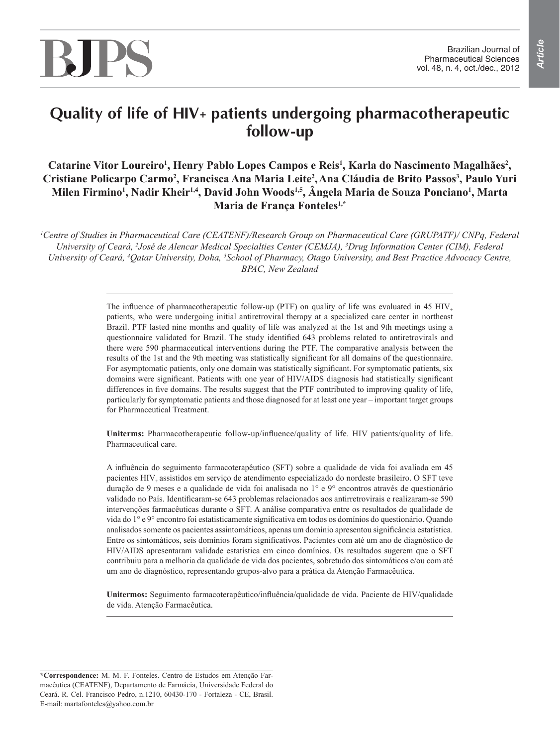# Quality of life of HIV+ patients undergoing pharmacotherapeutic follow-up

**Catarine Vitor Loureiro[1], Henry Pablo Lopes Campos e Reis[1], Karla do Nascimento Magalhães[2], Cristiane Policarpo Carmo[2], Francisca Ana Maria Leite[2], Ana Cláudia de Brito Passos[3], Paulo Yuri Milen Firmino[1], Nadir Kheir[1,4], David John Woods[1,5], Ângela Maria de Souza Ponciano[1], Marta Maria de França Fonteles[1,*]**

*[1]Centre of Studies in Pharmaceutical Care (CEATENF)/Research Group on Pharmaceutical Care (GRUPATF)/ CNPq, Federal University of Ceará, [2]José de Alencar Medical Specialties Center (CEMJA), [3]Drug Information Center (CIM), Federal University of Ceará, [4]Qatar University, Doha, [5]School of Pharmacy, Otago University, and Best Practice Advocacy Centre, BPAC, New Zealand*

The influence of pharmacotherapeutic follow-up (PTF) on quality of life was evaluated in 45 $HIV_+$ patients, who were undergoing initial antiretroviral therapy at a specialized care center in northeast Brazil. PTF lasted nine months and quality of life was analyzed at the 1st and 9th meetings using a questionnaire validated for Brazil. The study identified 643 problems related to antiretrovirals and there were 590 pharmaceutical interventions during the PTF. The comparative analysis between the results of the 1st and the 9th meeting was statistically significant for all domains of the questionnaire. For asymptomatic patients, only one domain was statistically significant. For symptomatic patients, six domains were significant. Patients with one year of HIV/AIDS diagnosis had statistically significant differences in five domains. The results suggest that the PTF contributed to improving quality of life, particularly for symptomatic patients and those diagnosed for at least one year – important target groups for Pharmaceutical Treatment.

**Uniterms:** Pharmacotherapeutic follow-up/influence/quality of life. HIV patients/quality of life. Pharmaceutical care.

A influência do seguimento farmacoterapêutico (SFT) sobre a qualidade de vida foi avaliada em 45 pacientes $HIV_+$ assistidos em serviço de atendimento especializado do nordeste brasileiro. O SFT teve duração de 9 meses e a qualidade de vida foi analisada no 1° e 9° encontros através de questionário validado no País. Identificaram-se 643 problemas relacionados aos antirretrovirais e realizaram-se 590 intervenções farmacêuticas durante o SFT. A análise comparativa entre os resultados de qualidade de vida do 1° e 9° encontro foi estatisticamente significativa em todos os domínios do questionário. Quando analisados somente os pacientes assintomáticos, apenas um domínio apresentou significância estatística. Entre os sintomáticos, seis domínios foram significativos. Pacientes com até um ano de diagnóstico de HIV/AIDS apresentaram validade estatística em cinco domínios. Os resultados sugerem que o SFT contribuiu para a melhoria da qualidade de vida dos pacientes, sobretudo dos sintomáticos e/ou com até um ano de diagnóstico, representando grupos-alvo para a prática da Atenção Farmacêutica.

**Unitermos:** Seguimento farmacoterapêutico/influência/qualidade de vida. Paciente de HIV/qualidade de vida. Atenção Farmacêutica.

**\*Correspondence:** M. M. F. Fonteles. Centro de Estudos em Atenção Farmacêutica (CEATENF), Departamento de Farmácia, Universidade Federal do Ceará. R. Cel. Francisco Pedro, n.1210, 60430-170 - Fortaleza - CE, Brasil. E-mail: martafonteles@yahoo.com.br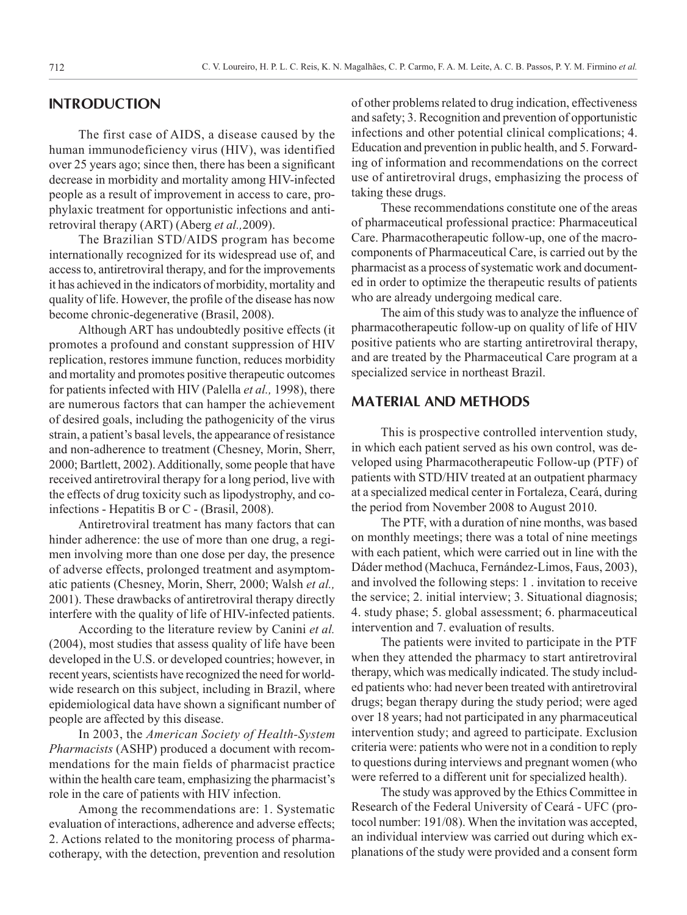## INTRODUCTION

The first case of AIDS, a disease caused by the human immunodeficiency virus (HIV), was identified over 25 years ago; since then, there has been a significant decrease in morbidity and mortality among HIV-infected people as a result of improvement in access to care, prophylaxic treatment for opportunistic infections and antiretroviral therapy (ART) (Aberg *et al.,*2009).

The Brazilian STD/AIDS program has become internationally recognized for its widespread use of, and access to, antiretroviral therapy, and for the improvements it has achieved in the indicators of morbidity, mortality and quality of life. However, the profile of the disease has now become chronic-degenerative (Brasil, 2008).

Although ART has undoubtedly positive effects (it promotes a profound and constant suppression of HIV replication, restores immune function, reduces morbidity and mortality and promotes positive therapeutic outcomes for patients infected with HIV (Palella *et al.,* 1998), there are numerous factors that can hamper the achievement of desired goals, including the pathogenicity of the virus strain, a patient's basal levels, the appearance of resistance and non-adherence to treatment (Chesney, Morin, Sherr, 2000; Bartlett, 2002). Additionally, some people that have received antiretroviral therapy for a long period, live with the effects of drug toxicity such as lipodystrophy, and co-infections - Hepatitis B or C - (Brasil, 2008).

Antiretroviral treatment has many factors that can hinder adherence: the use of more than one drug, a regimen involving more than one dose per day, the presence of adverse effects, prolonged treatment and asymptomatic patients (Chesney, Morin, Sherr, 2000; Walsh *et al.,* 2001). These drawbacks of antiretroviral therapy directly interfere with the quality of life of HIV-infected patients.

According to the literature review by Canini *et al.* (2004), most studies that assess quality of life have been developed in the U.S. or developed countries; however, in recent years, scientists have recognized the need for worldwide research on this subject, including in Brazil, where epidemiological data have shown a significant number of people are affected by this disease.

In 2003, the *American Society of Health-System Pharmacists* (ASHP) produced a document with recommendations for the main fields of pharmacist practice within the health care team, emphasizing the pharmacist's role in the care of patients with HIV infection.

Among the recommendations are: 1. Systematic evaluation of interactions, adherence and adverse effects; 2. Actions related to the monitoring process of pharmacotherapy, with the detection, prevention and resolution of other problems related to drug indication, effectiveness and safety; 3. Recognition and prevention of opportunistic infections and other potential clinical complications; 4. Education and prevention in public health, and 5. Forwarding of information and recommendations on the correct use of antiretroviral drugs, emphasizing the process of taking these drugs.

These recommendations constitute one of the areas of pharmaceutical professional practice: Pharmaceutical Care. Pharmacotherapeutic follow-up, one of the macro-components of Pharmaceutical Care, is carried out by the pharmacist as a process of systematic work and documented in order to optimize the therapeutic results of patients who are already undergoing medical care.

The aim of this study was to analyze the influence of pharmacotherapeutic follow-up on quality of life of HIV positive patients who are starting antiretroviral therapy, and are treated by the Pharmaceutical Care program at a specialized service in northeast Brazil.

## MATERIAL AND METHODS

This is prospective controlled intervention study, in which each patient served as his own control, was developed using Pharmacotherapeutic Follow-up (PTF) of patients with STD/HIV treated at an outpatient pharmacy at a specialized medical center in Fortaleza, Ceará, during the period from November 2008 to August 2010.

The PTF, with a duration of nine months, was based on monthly meetings; there was a total of nine meetings with each patient, which were carried out in line with the Dáder method (Machuca, Fernández-Limos, Faus, 2003), and involved the following steps: 1 . invitation to receive the service; 2. initial interview; 3. Situational diagnosis; 4. study phase; 5. global assessment; 6. pharmaceutical intervention and 7. evaluation of results.

The patients were invited to participate in the PTF when they attended the pharmacy to start antiretroviral therapy, which was medically indicated. The study included patients who: had never been treated with antiretroviral drugs; began therapy during the study period; were aged over 18 years; had not participated in any pharmaceutical intervention study; and agreed to participate. Exclusion criteria were: patients who were not in a condition to reply to questions during interviews and pregnant women (who were referred to a different unit for specialized health).

The study was approved by the Ethics Committee in Research of the Federal University of Ceará - UFC (protocol number: 191/08). When the invitation was accepted, an individual interview was carried out during which explanations of the study were provided and a consent form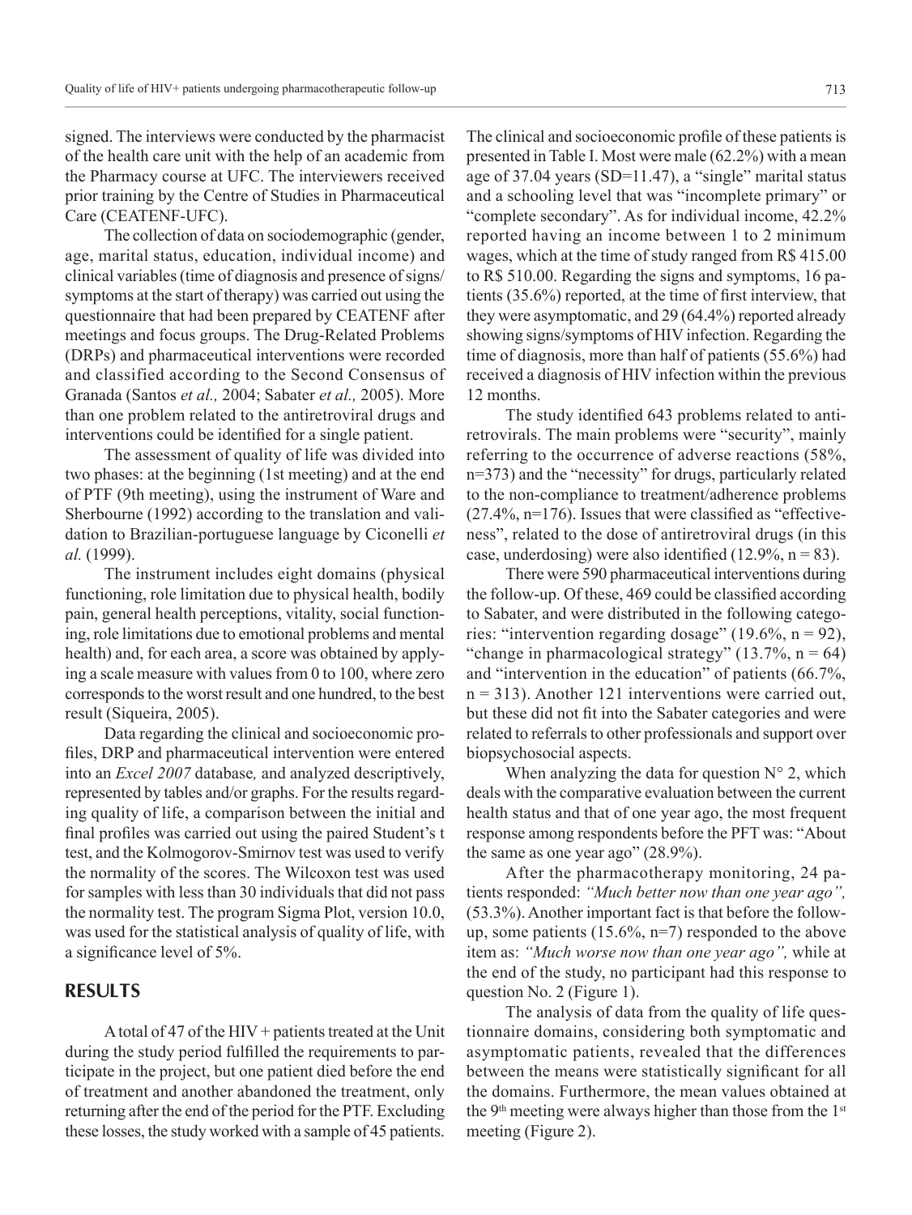signed. The interviews were conducted by the pharmacist of the health care unit with the help of an academic from the Pharmacy course at UFC. The interviewers received prior training by the Centre of Studies in Pharmaceutical Care (CEATENF-UFC).

The collection of data on sociodemographic (gender, age, marital status, education, individual income) and clinical variables (time of diagnosis and presence of signs/symptoms at the start of therapy) was carried out using the questionnaire that had been prepared by CEATENF after meetings and focus groups. The Drug-Related Problems (DRPs) and pharmaceutical interventions were recorded and classified according to the Second Consensus of Granada (Santos *et al.,* 2004; Sabater *et al.,* 2005). More than one problem related to the antiretroviral drugs and interventions could be identified for a single patient.

The assessment of quality of life was divided into two phases: at the beginning (1st meeting) and at the end of PTF (9th meeting), using the instrument of Ware and Sherbourne (1992) according to the translation and validation to Brazilian-portuguese language by Ciconelli *et al.* (1999).

The instrument includes eight domains (physical functioning, role limitation due to physical health, bodily pain, general health perceptions, vitality, social functioning, role limitations due to emotional problems and mental health) and, for each area, a score was obtained by applying a scale measure with values from 0 to 100, where zero corresponds to the worst result and one hundred, to the best result (Siqueira, 2005).

Data regarding the clinical and socioeconomic profiles, DRP and pharmaceutical intervention were entered into an *Excel 2007* database*,* and analyzed descriptively, represented by tables and/or graphs. For the results regarding quality of life, a comparison between the initial and final profiles was carried out using the paired Student's t test, and the Kolmogorov-Smirnov test was used to verify the normality of the scores. The Wilcoxon test was used for samples with less than 30 individuals that did not pass the normality test. The program Sigma Plot, version 10.0, was used for the statistical analysis of quality of life, with a significance level of 5%.

## RESULTS

A total of 47 of the HIV + patients treated at the Unit during the study period fulfilled the requirements to participate in the project, but one patient died before the end of treatment and another abandoned the treatment, only returning after the end of the period for the PTF. Excluding these losses, the study worked with a sample of 45 patients. The clinical and socioeconomic profile of these patients is presented in Table I. Most were male (62.2%) with a mean age of 37.04 years (SD=11.47), a "single" marital status and a schooling level that was "incomplete primary" or "complete secondary". As for individual income, 42.2% reported having an income between 1 to 2 minimum wages, which at the time of study ranged from R$ 415.00 to R$ 510.00. Regarding the signs and symptoms, 16 patients (35.6%) reported, at the time of first interview, that they were asymptomatic, and 29 (64.4%) reported already showing signs/symptoms of HIV infection. Regarding the time of diagnosis, more than half of patients (55.6%) had received a diagnosis of HIV infection within the previous 12 months.

The study identified 643 problems related to antiretrovirals. The main problems were "security", mainly referring to the occurrence of adverse reactions (58%, n=373) and the "necessity" for drugs, particularly related to the non-compliance to treatment/adherence problems (27.4%, n=176). Issues that were classified as "effectiveness", related to the dose of antiretroviral drugs (in this case, underdosing) were also identified (12.9%, n = 83).

There were 590 pharmaceutical interventions during the follow-up. Of these, 469 could be classified according to Sabater, and were distributed in the following categories: "intervention regarding dosage" (19.6%, n = 92), "change in pharmacological strategy" (13.7%, n = 64) and "intervention in the education" of patients (66.7%, n = 313). Another 121 interventions were carried out, but these did not fit into the Sabater categories and were related to referrals to other professionals and support over biopsychosocial aspects.

When analyzing the data for question N° 2, which deals with the comparative evaluation between the current health status and that of one year ago, the most frequent response among respondents before the PFT was: "About the same as one year ago" (28.9%).

After the pharmacotherapy monitoring, 24 patients responded: *"Much better now than one year ago",* (53.3%). Another important fact is that before the follow-up, some patients (15.6%, n=7) responded to the above item as: *"Much worse now than one year ago",* while at the end of the study, no participant had this response to question No. 2 (Figure 1).

The analysis of data from the quality of life questionnaire domains, considering both symptomatic and asymptomatic patients, revealed that the differences between the means were statistically significant for all the domains. Furthermore, the mean values obtained at the 9th meeting were always higher than those from the 1st meeting (Figure 2).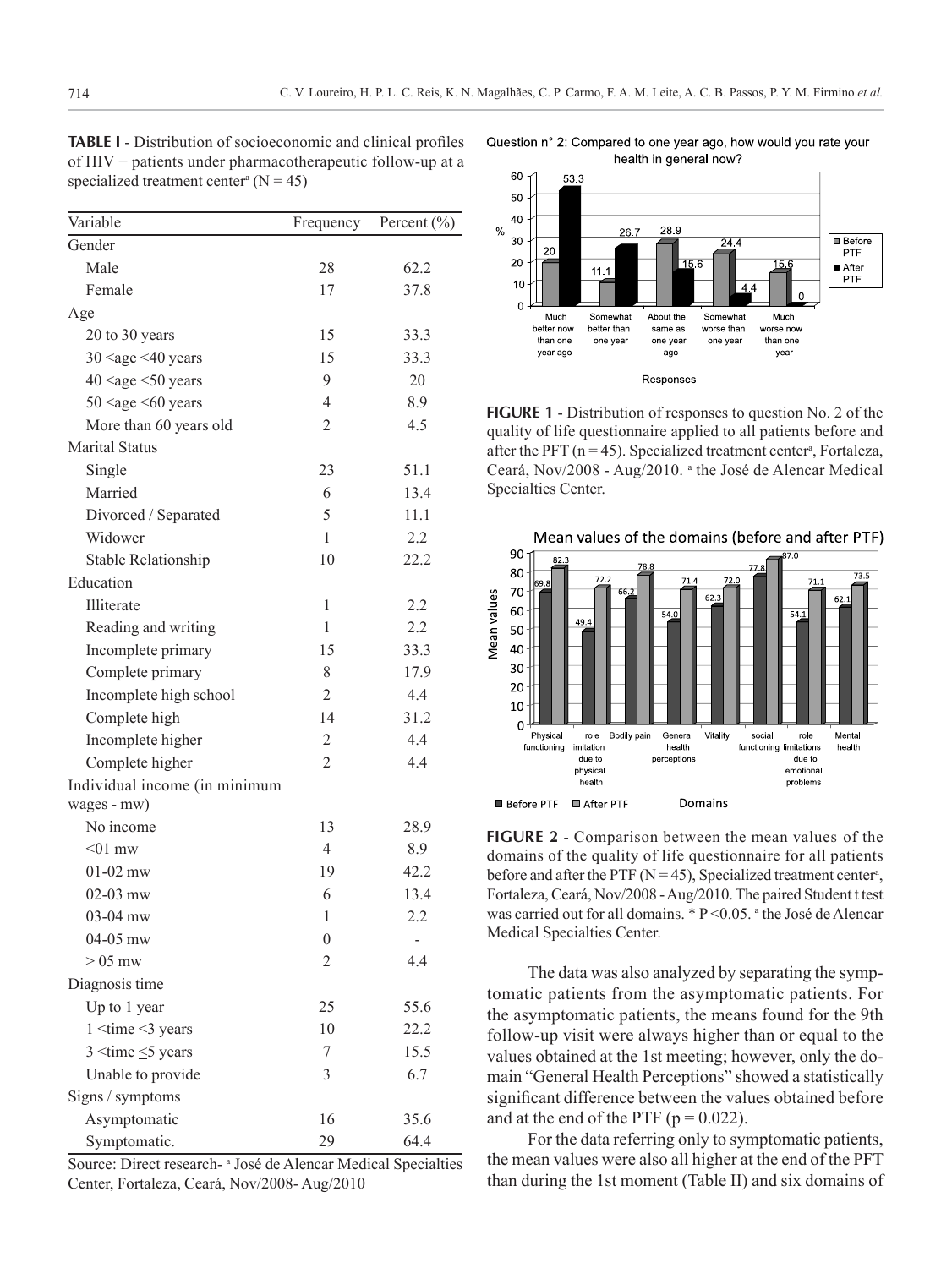**TABLE I** - Distribution of socioeconomic and clinical profiles of HIV + patients under pharmacotherapeutic follow-up at a specialized treatment center[a] (N = 45)

| Variable | Frequency | Percent (%) |
|---|---|---|
| Gender | | |
| Male | 28 | 62.2 |
| Female | 17 | 37.8 |
| Age | | |
| 20 to 30 years | 15 | 33.3 |
| 30 <age <40 years | 15 | 33.3 |
| 40 <age <50 years | 9 | 20 |
| 50 <age <60 years | 4 | 8.9 |
| More than 60 years old | 2 | 4.5 |
| Marital Status | | |
| Single | 23 | 51.1 |
| Married | 6 | 13.4 |
| Divorced / Separated | 5 | 11.1 |
| Widower | 1 | 2.2 |
| Stable Relationship | 10 | 22.2 |
| Education | | |
| Illiterate | 1 | 2.2 |
| Reading and writing | 1 | 2.2 |
| Incomplete primary | 15 | 33.3 |
| Complete primary | 8 | 17.9 |
| Incomplete high school | 2 | 4.4 |
| Complete high | 14 | 31.2 |
| Incomplete higher | 2 | 4.4 |
| Complete higher | 2 | 4.4 |
| Individual income (in minimum wages - mw) | | |
| No income | 13 | 28.9 |
| <01 mw | 4 | 8.9 |
| 01-02 mw | 19 | 42.2 |
| 02-03 mw | 6 | 13.4 |
| 03-04 mw | 1 | 2.2 |
| 04-05 mw | 0 | - |
| > 05 mw | 2 | 4.4 |
| Diagnosis time | | |
| Up to 1 year | 25 | 55.6 |
| 1 <time <3 years | 10 | 22.2 |
| 3 <time ≤5 years | 7 | 15.5 |
| Unable to provide | 3 | 6.7 |
| Signs / symptoms | | |
| Asymptomatic | 16 | 35.6 |
| Symptomatic. | 29 | 64.4 |

Source: Direct research- [a] José de Alencar Medical Specialties Center, Fortaleza, Ceará, Nov/2008- Aug/2010

Question n° 2: Compared to one year ago, how would you rate your health in general now?

%
60
50
40
30
20
10
0

53.3
20
26.7
11.1
28.9
15.6
24.4
4.4
15.6
0

Much better now than one year ago
Somewhat better than one year
About the same as one year ago
Somewhat worse than one year
Much worse now than one year

Responses

Before PTF
After PTF

**FIGURE 1** - Distribution of responses to question No. 2 of the quality of life questionnaire applied to all patients before and after the PFT (n = 45). Specialized treatment center[a], Fortaleza, Ceará, Nov/2008 - Aug/2010. [a] the José de Alencar Medical Specialties Center.

Mean values of the domains (before and after PTF)

Mean values
90
80
70
60
50
40
30
20
10
0

69.8
82.3
49.4
72.2
66.2
78.8
54.0
71.4
62.3
72.0
77.8
87.0
54.1
71.1
62.1
73.5

Physical functioning
role limitation due to physical health
Bodily pain
General health perceptions
Vitality
social functioning
role limitations due to emotional problems
Mental health

Before PTF
After PTF
Domains

**FIGURE 2** - Comparison between the mean values of the domains of the quality of life questionnaire for all patients before and after the PTF (N = 45), Specialized treatment center[a], Fortaleza, Ceará, Nov/2008 - Aug/2010. The paired Student t test was carried out for all domains. * $P < 0.05$. [a] the José de Alencar Medical Specialties Center.

The data was also analyzed by separating the symptomatic patients from the asymptomatic patients. For the asymptomatic patients, the means found for the 9th follow-up visit were always higher than or equal to the values obtained at the 1st meeting; however, only the domain "General Health Perceptions" showed a statistically significant difference between the values obtained before and at the end of the PTF ($p = 0.022$).

For the data referring only to symptomatic patients, the mean values were also all higher at the end of the PFT than during the 1st moment (Table II) and six domains of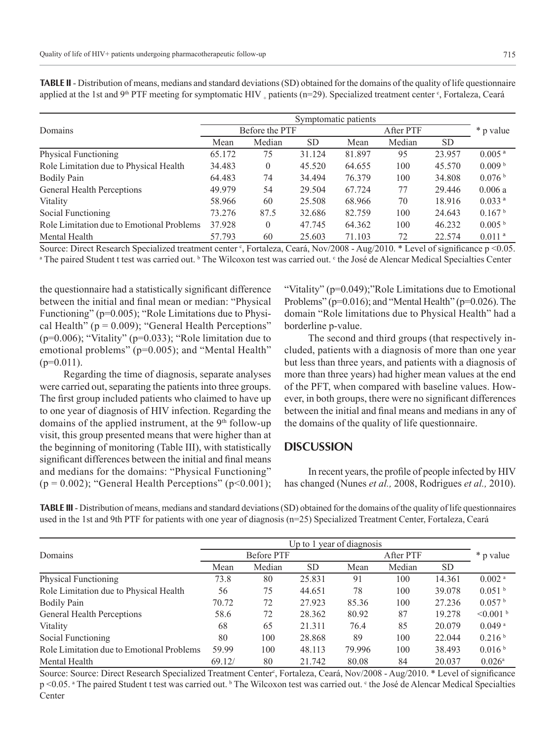**TABLE II** - Distribution of means, medians and standard deviations (SD) obtained for the domains of the quality of life questionnaire applied at the 1st and 9th PTF meeting for symptomatic HIV $_+$ patients (n=29). Specialized treatment center [c], Fortaleza, Ceará

| Domains | Symptomatic patients | | | | | | * p value |
|---|---|---|---|---|---|---|---|
| | Before the PTF | | | After PTF | | | |
| | Mean | Median | SD | Mean | Median | SD | |
| Physical Functioning | 65.172 | 75 | 31.124 | 81.897 | 95 | 23.957 | 0.005 [a] |
| Role Limitation due to Physical Health | 34.483 | 0 | 45.520 | 64.655 | 100 | 45.570 | 0.009 [b] |
| Bodily Pain | 64.483 | 74 | 34.494 | 76.379 | 100 | 34.808 | 0.076 [b] |
| General Health Perceptions | 49.979 | 54 | 29.504 | 67.724 | 77 | 29.446 | 0.006 a |
| Vitality | 58.966 | 60 | 25.508 | 68.966 | 70 | 18.916 | 0.033 [a] |
| Social Functioning | 73.276 | 87.5 | 32.686 | 82.759 | 100 | 24.643 | 0.167 [b] |
| Role Limitation due to Emotional Problems | 37.928 | 0 | 47.745 | 64.362 | 100 | 46.232 | 0.005 [b] |
| Mental Health | 57.793 | 60 | 25.603 | 71.103 | 72 | 22.574 | 0.011 [a] |

Source: Direct Research Specialized treatment center [c], Fortaleza, Ceará, Nov/2008 - Aug/2010. * Level of significance p <0.05. [a] The paired Student t test was carried out. [b] The Wilcoxon test was carried out. [c] the José de Alencar Medical Specialties Center

the questionnaire had a statistically significant difference between the initial and final mean or median: "Physical Functioning" (p=0.005); "Role Limitations due to Physical Health" (p = 0.009); "General Health Perceptions" (p=0.006); "Vitality" (p=0.033); "Role limitation due to emotional problems" (p=0.005); and "Mental Health" (p=0.011).

Regarding the time of diagnosis, separate analyses were carried out, separating the patients into three groups. The first group included patients who claimed to have up to one year of diagnosis of HIV infection. Regarding the domains of the applied instrument, at the 9th follow-up visit, this group presented means that were higher than at the beginning of monitoring (Table III), with statistically significant differences between the initial and final means and medians for the domains: "Physical Functioning" (p = 0.002); "General Health Perceptions" (p<0.001); "Vitality" (p=0.049);"Role Limitations due to Emotional Problems" (p=0.016); and "Mental Health" (p=0.026). The domain "Role limitations due to Physical Health" had a borderline p-value.

The second and third groups (that respectively included, patients with a diagnosis of more than one year but less than three years, and patients with a diagnosis of more than three years) had higher mean values at the end of the PFT, when compared with baseline values. However, in both groups, there were no significant differences between the initial and final means and medians in any of the domains of the quality of life questionnaire.

## DISCUSSION

In recent years, the profile of people infected by HIV has changed (Nunes *et al.,* 2008, Rodrigues *et al.,* 2010).

**TABLE III** - Distribution of means, medians and standard deviations (SD) obtained for the domains of the quality of life questionnaires used in the 1st and 9th PTF for patients with one year of diagnosis (n=25) Specialized Treatment Center, Fortaleza, Ceará

| Domains | Up to 1 year of diagnosis | | | | | | * p value |
|---|---|---|---|---|---|---|---|
| | Before PTF | | | After PTF | | | |
| | Mean | Median | SD | Mean | Median | SD | |
| Physical Functioning | 73.8 | 80 | 25.831 | 91 | 100 | 14.361 | 0.002 [a] |
| Role Limitation due to Physical Health | 56 | 75 | 44.651 | 78 | 100 | 39.078 | 0.051 [b] |
| Bodily Pain | 70.72 | 72 | 27.923 | 85.36 | 100 | 27.236 | 0.057 [b] |
| General Health Perceptions | 58.6 | 72 | 28.362 | 80.92 | 87 | 19.278 | <0.001 [b] |
| Vitality | 68 | 65 | 21.311 | 76.4 | 85 | 20.079 | 0.049 [a] |
| Social Functioning | 80 | 100 | 28.868 | 89 | 100 | 22.044 | 0.216 [b] |
| Role Limitation due to Emotional Problems | 59.99 | 100 | 48.113 | 79.996 | 100 | 38.493 | 0.016 [b] |
| Mental Health | 69.12/ | 80 | 21.742 | 80.08 | 84 | 20.037 | 0.026[a] |

Source: Source: Direct Research Specialized Treatment Center[c], Fortaleza, Ceará, Nov/2008 - Aug/2010. * Level of significance p <0.05. [a] The paired Student t test was carried out. [b] The Wilcoxon test was carried out. [c] the José de Alencar Medical Specialties Center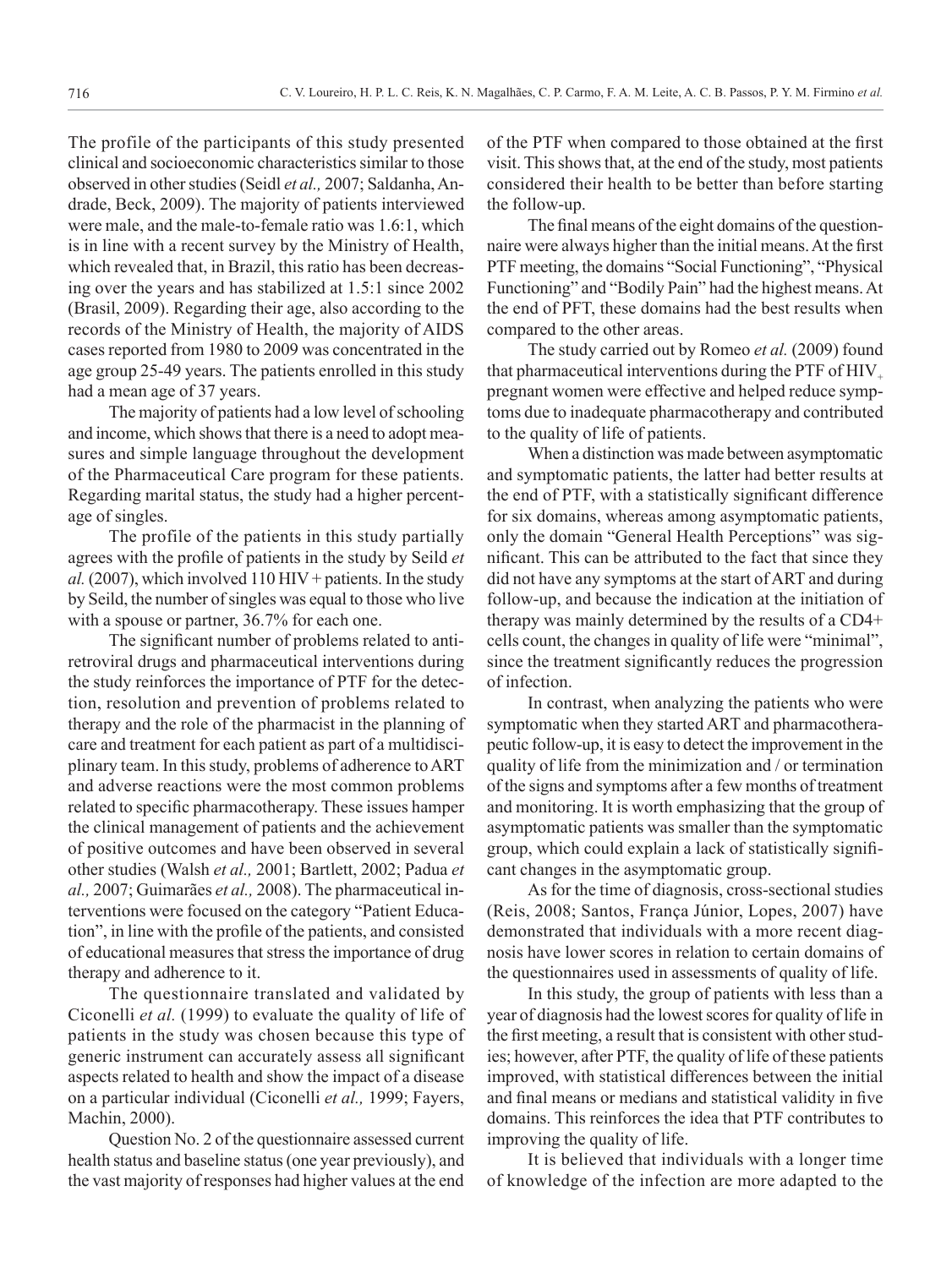The profile of the participants of this study presented clinical and socioeconomic characteristics similar to those observed in other studies (Seidl *et al.,* 2007; Saldanha, Andrade, Beck, 2009). The majority of patients interviewed were male, and the male-to-female ratio was 1.6:1, which is in line with a recent survey by the Ministry of Health, which revealed that, in Brazil, this ratio has been decreasing over the years and has stabilized at 1.5:1 since 2002 (Brasil, 2009). Regarding their age, also according to the records of the Ministry of Health, the majority of AIDS cases reported from 1980 to 2009 was concentrated in the age group 25-49 years. The patients enrolled in this study had a mean age of 37 years.

The majority of patients had a low level of schooling and income, which shows that there is a need to adopt measures and simple language throughout the development of the Pharmaceutical Care program for these patients. Regarding marital status, the study had a higher percentage of singles.

The profile of the patients in this study partially agrees with the profile of patients in the study by Seild *et al.* (2007), which involved 110 HIV + patients. In the study by Seild, the number of singles was equal to those who live with a spouse or partner, 36.7% for each one.

The significant number of problems related to antiretroviral drugs and pharmaceutical interventions during the study reinforces the importance of PTF for the detection, resolution and prevention of problems related to therapy and the role of the pharmacist in the planning of care and treatment for each patient as part of a multidisciplinary team. In this study, problems of adherence to ART and adverse reactions were the most common problems related to specific pharmacotherapy. These issues hamper the clinical management of patients and the achievement of positive outcomes and have been observed in several other studies (Walsh *et al.,* 2001; Bartlett, 2002; Padua *et al.,* 2007; Guimarães *et al.,* 2008). The pharmaceutical interventions were focused on the category "Patient Education", in line with the profile of the patients, and consisted of educational measures that stress the importance of drug therapy and adherence to it.

The questionnaire translated and validated by Ciconelli *et al.* (1999) to evaluate the quality of life of patients in the study was chosen because this type of generic instrument can accurately assess all significant aspects related to health and show the impact of a disease on a particular individual (Ciconelli *et al.,* 1999; Fayers, Machin, 2000).

Question No. 2 of the questionnaire assessed current health status and baseline status (one year previously), and the vast majority of responses had higher values at the end of the PTF when compared to those obtained at the first visit. This shows that, at the end of the study, most patients considered their health to be better than before starting the follow-up.

The final means of the eight domains of the questionnaire were always higher than the initial means. At the first PTF meeting, the domains "Social Functioning", "Physical Functioning" and "Bodily Pain" had the highest means. At the end of PFT, these domains had the best results when compared to the other areas.

The study carried out by Romeo *et al.* (2009) found that pharmaceutical interventions during the PTF of $HIV_+$ pregnant women were effective and helped reduce symptoms due to inadequate pharmacotherapy and contributed to the quality of life of patients.

When a distinction was made between asymptomatic and symptomatic patients, the latter had better results at the end of PTF, with a statistically significant difference for six domains, whereas among asymptomatic patients, only the domain "General Health Perceptions" was significant. This can be attributed to the fact that since they did not have any symptoms at the start of ART and during follow-up, and because the indication at the initiation of therapy was mainly determined by the results of a CD4+ cells count, the changes in quality of life were "minimal", since the treatment significantly reduces the progression of infection.

In contrast, when analyzing the patients who were symptomatic when they started ART and pharmacotherapeutic follow-up, it is easy to detect the improvement in the quality of life from the minimization and / or termination of the signs and symptoms after a few months of treatment and monitoring. It is worth emphasizing that the group of asymptomatic patients was smaller than the symptomatic group, which could explain a lack of statistically significant changes in the asymptomatic group.

As for the time of diagnosis, cross-sectional studies (Reis, 2008; Santos, França Júnior, Lopes, 2007) have demonstrated that individuals with a more recent diagnosis have lower scores in relation to certain domains of the questionnaires used in assessments of quality of life.

In this study, the group of patients with less than a year of diagnosis had the lowest scores for quality of life in the first meeting, a result that is consistent with other studies; however, after PTF, the quality of life of these patients improved, with statistical differences between the initial and final means or medians and statistical validity in five domains. This reinforces the idea that PTF contributes to improving the quality of life.

It is believed that individuals with a longer time of knowledge of the infection are more adapted to the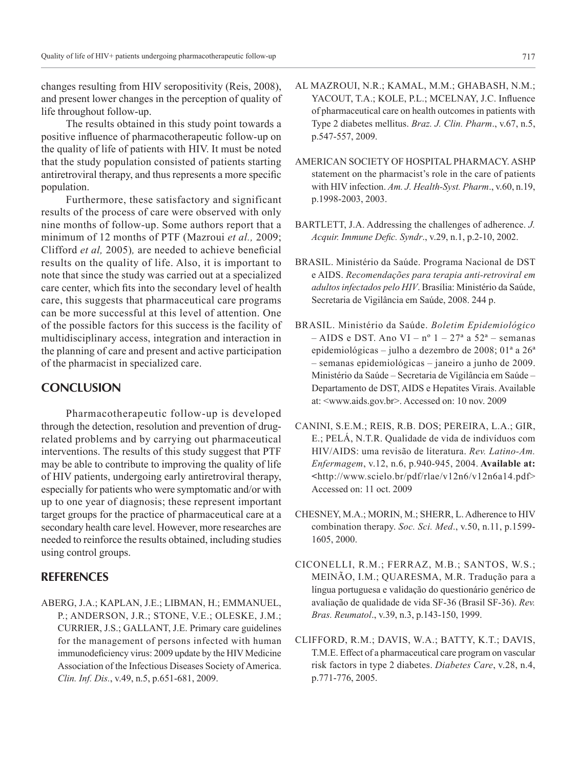changes resulting from HIV seropositivity (Reis, 2008), and present lower changes in the perception of quality of life throughout follow-up.

The results obtained in this study point towards a positive influence of pharmacotherapeutic follow-up on the quality of life of patients with HIV. It must be noted that the study population consisted of patients starting antiretroviral therapy, and thus represents a more specific population.

Furthermore, these satisfactory and significant results of the process of care were observed with only nine months of follow-up. Some authors report that a minimum of 12 months of PTF (Mazroui *et al.,* 2009; Clifford *et al,* 2005)*,* are needed to achieve beneficial results on the quality of life. Also, it is important to note that since the study was carried out at a specialized care center, which fits into the secondary level of health care, this suggests that pharmaceutical care programs can be more successful at this level of attention. One of the possible factors for this success is the facility of multidisciplinary access, integration and interaction in the planning of care and present and active participation of the pharmacist in specialized care.

## CONCLUSION

Pharmacotherapeutic follow-up is developed through the detection, resolution and prevention of drug-related problems and by carrying out pharmaceutical interventions. The results of this study suggest that PTF may be able to contribute to improving the quality of life of HIV patients, undergoing early antiretroviral therapy, especially for patients who were symptomatic and/or with up to one year of diagnosis; these represent important target groups for the practice of pharmaceutical care at a secondary health care level. However, more researches are needed to reinforce the results obtained, including studies using control groups.

## REFERENCES

ABERG, J.A.; KAPLAN, J.E.; LIBMAN, H.; EMMANUEL, P.; ANDERSON, J.R.; STONE, V.E.; OLESKE, J.M.; CURRIER, J.S.; GALLANT, J.E. Primary care guidelines for the management of persons infected with human immunodeficiency virus: 2009 update by the HIV Medicine Association of the Infectious Diseases Society of America. *Clin. Inf. Dis.*, v.49, n.5, p.651-681, 2009.

AL MAZROUI, N.R.; KAMAL, M.M.; GHABASH, N.M.; YACOUT, T.A.; KOLE, P.L.; MCELNAY, J.C. Influence of pharmaceutical care on health outcomes in patients with Type 2 diabetes mellitus. *Braz. J. Clin. Pharm*., v.67, n.5, p.547-557, 2009.

AMERICAN SOCIETY OF HOSPITAL PHARMACY. ASHP statement on the pharmacist's role in the care of patients with HIV infection. *Am. J. Health-Syst. Pharm*., v.60, n.19, p.1998-2003, 2003.

BARTLETT, J.A. Addressing the challenges of adherence. *J. Acquir. Immune Defic. Syndr*., v.29, n.1, p.2-10, 2002.

BRASIL. Ministério da Saúde. Programa Nacional de DST e AIDS. *Recomendações para terapia anti-retroviral em adultos infectados pelo HIV*. Brasília: Ministério da Saúde, Secretaria de Vigilância em Saúde, 2008. 244 p.

BRASIL. Ministério da Saúde. *Boletim Epidemiológico* – AIDS e DST. Ano VI – nº 1 – 27ª a 52ª – semanas epidemiológicas – julho a dezembro de 2008; 01ª a 26ª – semanas epidemiológicas – janeiro a junho de 2009. Ministério da Saúde – Secretaria de Vigilância em Saúde – Departamento de DST, AIDS e Hepatites Virais. Available at: <www.aids.gov.br>. Accessed on: 10 nov. 2009

CANINI, S.E.M.; REIS, R.B. DOS; PEREIRA, L.A.; GIR, E.; PELÁ, N.T.R. Qualidade de vida de indivíduos com HIV/AIDS: uma revisão de literatura. *Rev. Latino-Am. Enfermagem*, v.12, n.6, p.940-945, 2004. **Available at:** <http://www.scielo.br/pdf/rlae/v12n6/v12n6a14.pdf> Accessed on: 11 oct. 2009

CHESNEY, M.A.; MORIN, M.; SHERR, L. Adherence to HIV combination therapy. *Soc. Sci. Med*., v.50, n.11, p.1599-1605, 2000.

CICONELLI, R.M.; FERRAZ, M.B.; SANTOS, W.S.; MEINÃO, I.M.; QUARESMA, M.R. Tradução para a língua portuguesa e validação do questionário genérico de avaliação de qualidade de vida SF-36 (Brasil SF-36). *Rev. Bras. Reumatol*., v.39, n.3, p.143-150, 1999.

CLIFFORD, R.M.; DAVIS, W.A.; BATTY, K.T.; DAVIS, T.M.E. Effect of a pharmaceutical care program on vascular risk factors in type 2 diabetes. *Diabetes Care*, v.28, n.4, p.771-776, 2005.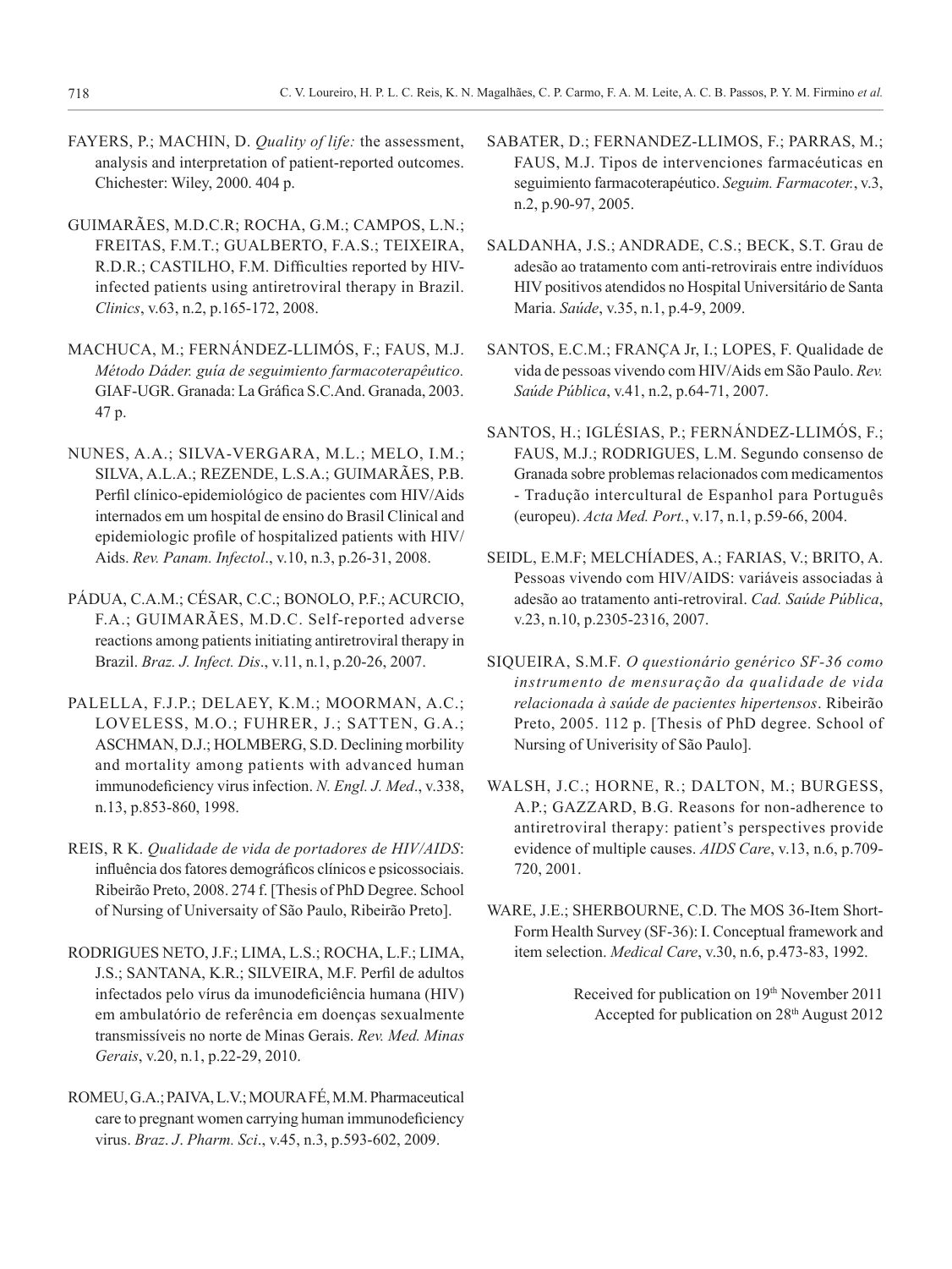FAYERS, P.; MACHIN, D. *Quality of life:* the assessment, analysis and interpretation of patient-reported outcomes. Chichester: Wiley, 2000. 404 p.

GUIMARÃES, M.D.C.R; ROCHA, G.M.; CAMPOS, L.N.; FREITAS, F.M.T.; GUALBERTO, F.A.S.; TEIXEIRA, R.D.R.; CASTILHO, F.M. Difficulties reported by HIV-infected patients using antiretroviral therapy in Brazil. *Clinics*, v.63, n.2, p.165-172, 2008.

MACHUCA, M.; FERNÁNDEZ-LLIMÓS, F.; FAUS, M.J. *Método Dáder. guía de seguimiento farmacoterapêutico.* GIAF-UGR. Granada: La Gráfica S.C.And. Granada, 2003. 47 p.

NUNES, A.A.; SILVA-VERGARA, M.L.; MELO, I.M.; SILVA, A.L.A.; REZENDE, L.S.A.; GUIMARÃES, P.B. Perfil clínico-epidemiológico de pacientes com HIV/Aids internados em um hospital de ensino do Brasil Clinical and epidemiologic profile of hospitalized patients with HIV/Aids. *Rev. Panam. Infectol*., v.10, n.3, p.26-31, 2008.

PÁDUA, C.A.M.; CÉSAR, C.C.; BONOLO, P.F.; ACURCIO, F.A.; GUIMARÃES, M.D.C. Self-reported adverse reactions among patients initiating antiretroviral therapy in Brazil. *Braz. J. Infect. Dis*., v.11, n.1, p.20-26, 2007.

PALELLA, F.J.P.; DELAEY, K.M.; MOORMAN, A.C.; LOVELESS, M.O.; FUHRER, J.; SATTEN, G.A.; ASCHMAN, D.J.; HOLMBERG, S.D. Declining morbility and mortality among patients with advanced human immunodeficiency virus infection. *N. Engl. J. Med*., v.338, n.13, p.853-860, 1998.

REIS, R K. *Qualidade de vida de portadores de HIV/AIDS*: influência dos fatores demográficos clínicos e psicossociais. Ribeirão Preto, 2008. 274 f. [Thesis of PhD Degree. School of Nursing of Universaity of São Paulo, Ribeirão Preto].

RODRIGUES NETO, J.F.; LIMA, L.S.; ROCHA, L.F.; LIMA, J.S.; SANTANA, K.R.; SILVEIRA, M.F. Perfil de adultos infectados pelo vírus da imunodeficiência humana (HIV) em ambulatório de referência em doenças sexualmente transmissíveis no norte de Minas Gerais. *Rev. Med. Minas Gerais*, v.20, n.1, p.22-29, 2010.

ROMEU, G.A.; PAIVA, L.V.; MOURA FÉ, M.M. Pharmaceutical care to pregnant women carrying human immunodeficiency virus. *Braz. J. Pharm. Sci*., v.45, n.3, p.593-602, 2009.

SABATER, D.; FERNANDEZ-LLIMOS, F.; PARRAS, M.; FAUS, M.J. Tipos de intervenciones farmacéuticas en seguimiento farmacoterapéutico. *Seguim. Farmacoter.*, v.3, n.2, p.90-97, 2005.

SALDANHA, J.S.; ANDRADE, C.S.; BECK, S.T. Grau de adesão ao tratamento com anti-retrovirais entre indivíduos HIV positivos atendidos no Hospital Universitário de Santa Maria. *Saúde*, v.35, n.1, p.4-9, 2009.

SANTOS, E.C.M.; FRANÇA Jr, I.; LOPES, F. Qualidade de vida de pessoas vivendo com HIV/Aids em São Paulo. *Rev. Saúde Pública*, v.41, n.2, p.64-71, 2007.

SANTOS, H.; IGLÉSIAS, P.; FERNÁNDEZ-LLIMÓS, F.; FAUS, M.J.; RODRIGUES, L.M. Segundo consenso de Granada sobre problemas relacionados com medicamentos - Tradução intercultural de Espanhol para Português (europeu). *Acta Med. Port.*, v.17, n.1, p.59-66, 2004.

SEIDL, E.M.F; MELCHÍADES, A.; FARIAS, V.; BRITO, A. Pessoas vivendo com HIV/AIDS: variáveis associadas à adesão ao tratamento anti-retroviral. *Cad. Saúde Pública*, v.23, n.10, p.2305-2316, 2007.

SIQUEIRA, S.M.F. *O questionário genérico SF-36 como instrumento de mensuração da qualidade de vida relacionada à saúde de pacientes hipertensos*. Ribeirão Preto, 2005. 112 p. [Thesis of PhD degree. School of Nursing of Univerisity of São Paulo].

WALSH, J.C.; HORNE, R.; DALTON, M.; BURGESS, A.P.; GAZZARD, B.G. Reasons for non-adherence to antiretroviral therapy: patient's perspectives provide evidence of multiple causes. *AIDS Care*, v.13, n.6, p.709-720, 2001.

WARE, J.E.; SHERBOURNE, C.D. The MOS 36-Item Short-Form Health Survey (SF-36): I. Conceptual framework and item selection. *Medical Care*, v.30, n.6, p.473-83, 1992.

Received for publication on 19th November 2011
Accepted for publication on 28th August 2012